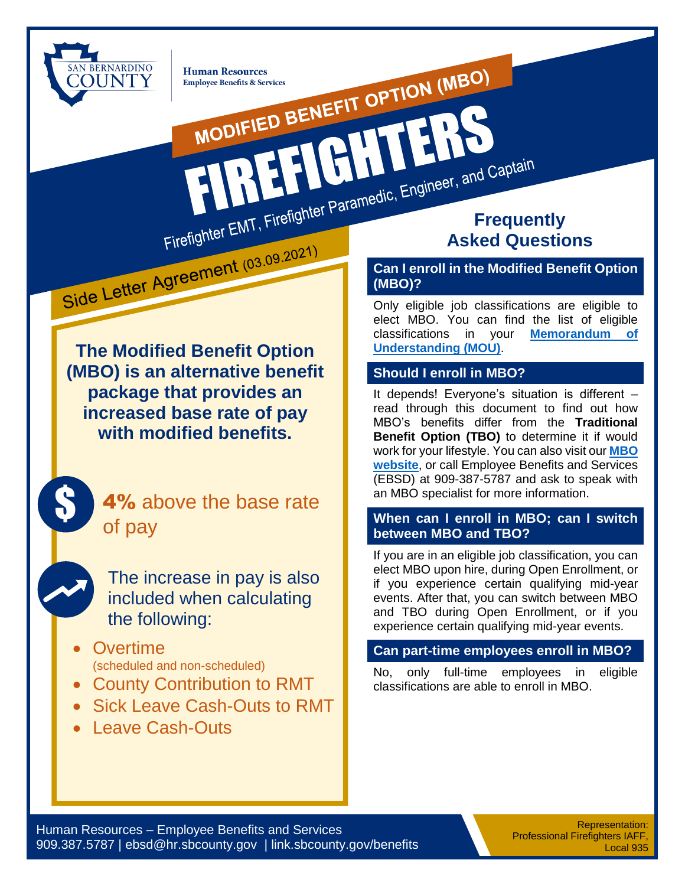San Bernardino County

Human Resources
Employee Benefits & Services

# MODIFIED BENEFIT OPTION (MBO)

# FIREFIGHTERS

Firefighter EMT, Firefighter Paramedic, Engineer, and Captain

Side Letter Agreement (03.09.2021)

**The Modified Benefit Option (MBO) is an alternative benefit package that provides an increased base rate of pay with modified benefits.**

**4%** above the base rate of pay

The increase in pay is also included when calculating the following:

- Overtime (scheduled and non-scheduled)
- County Contribution to RMT
- Sick Leave Cash-Outs to RMT
- Leave Cash-Outs

## Frequently Asked Questions

### Can I enroll in the Modified Benefit Option (MBO)?

Only eligible job classifications are eligible to elect MBO. You can find the list of eligible classifications in your **Memorandum of Understanding (MOU)**.

### Should I enroll in MBO?

It depends! Everyone's situation is different – read through this document to find out how MBO's benefits differ from the **Traditional Benefit Option (TBO)** to determine it if would work for your lifestyle. You can also visit our **MBO website**, or call Employee Benefits and Services (EBSD) at 909-387-5787 and ask to speak with an MBO specialist for more information.

### When can I enroll in MBO; can I switch between MBO and TBO?

If you are in an eligible job classification, you can elect MBO upon hire, during Open Enrollment, or if you experience certain qualifying mid-year events. After that, you can switch between MBO and TBO during Open Enrollment, or if you experience certain qualifying mid-year events.

### Can part-time employees enroll in MBO?

No, only full-time employees in eligible classifications are able to enroll in MBO.

Human Resources – Employee Benefits and Services
909.387.5787 | ebsd@hr.sbcounty.gov | link.sbcounty.gov/benefits

Representation: Professional Firefighters IAFF, Local 935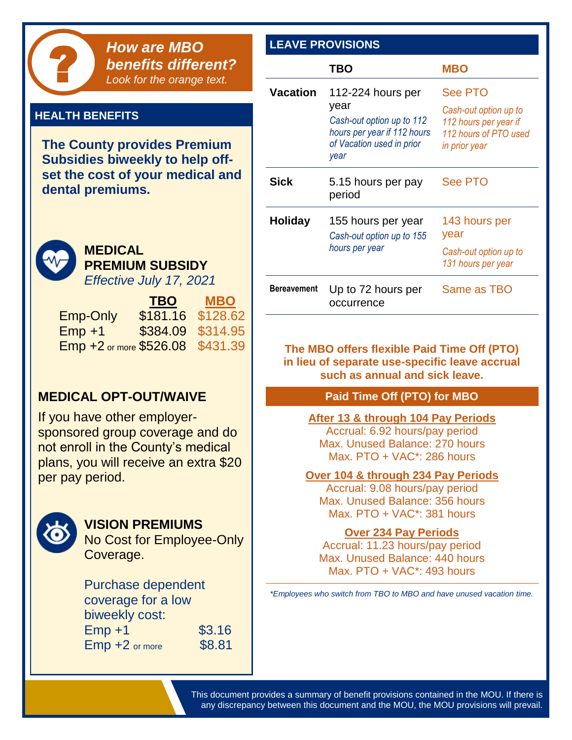## How are MBO benefits different?

*Look for the orange text.*

## HEALTH BENEFITS

**The County provides Premium Subsidies biweekly to help off-set the cost of your medical and dental premiums.**

### MEDICAL PREMIUM SUBSIDY

*Effective July 17, 2021*

| | TBO | MBO |
|---|---|---|
| Emp-Only | $181.16 | $128.62 |
| Emp +1 | $384.09 | $314.95 |
| Emp +2 or more | $526.08 | $431.39 |

### MEDICAL OPT-OUT/WAIVE

If you have other employer-sponsored group coverage and do not enroll in the County's medical plans, you will receive an extra $20 per pay period.

### VISION PREMIUMS

No Cost for Employee-Only Coverage.

Purchase dependent coverage for a low biweekly cost:

| | |
|---|---|
| Emp +1 | $3.16 |
| Emp +2 or more | $8.81 |

## LEAVE PROVISIONS

| | TBO | MBO |
|---|---|---|
| **Vacation** | 112-224 hours per year<br>*Cash-out option up to 112 hours per year if 112 hours of Vacation used in prior year* | See PTO<br>*Cash-out option up to 112 hours per year if 112 hours of PTO used in prior year* |
| **Sick** | 5.15 hours per pay period | See PTO |
| **Holiday** | 155 hours per year<br>*Cash-out option up to 155 hours per year* | 143 hours per year<br>*Cash-out option up to 131 hours per year* |
| **Bereavement** | Up to 72 hours per occurrence | Same as TBO |

**The MBO offers flexible Paid Time Off (PTO) in lieu of separate use-specific leave accrual such as annual and sick leave.**

### Paid Time Off (PTO) for MBO

**After 13 & through 104 Pay Periods**
Accrual: 6.92 hours/pay period
Max. Unused Balance: 270 hours
Max. PTO + VAC*: 286 hours

**Over 104 & through 234 Pay Periods**
Accrual: 9.08 hours/pay period
Max. Unused Balance: 356 hours
Max. PTO + VAC*: 381 hours

**Over 234 Pay Periods**
Accrual: 11.23 hours/pay period
Max. Unused Balance: 440 hours
Max. PTO + VAC*: 493 hours

*\*Employees who switch from TBO to MBO and have unused vacation time.*

This document provides a summary of benefit provisions contained in the MOU. If there is any discrepancy between this document and the MOU, the MOU provisions will prevail.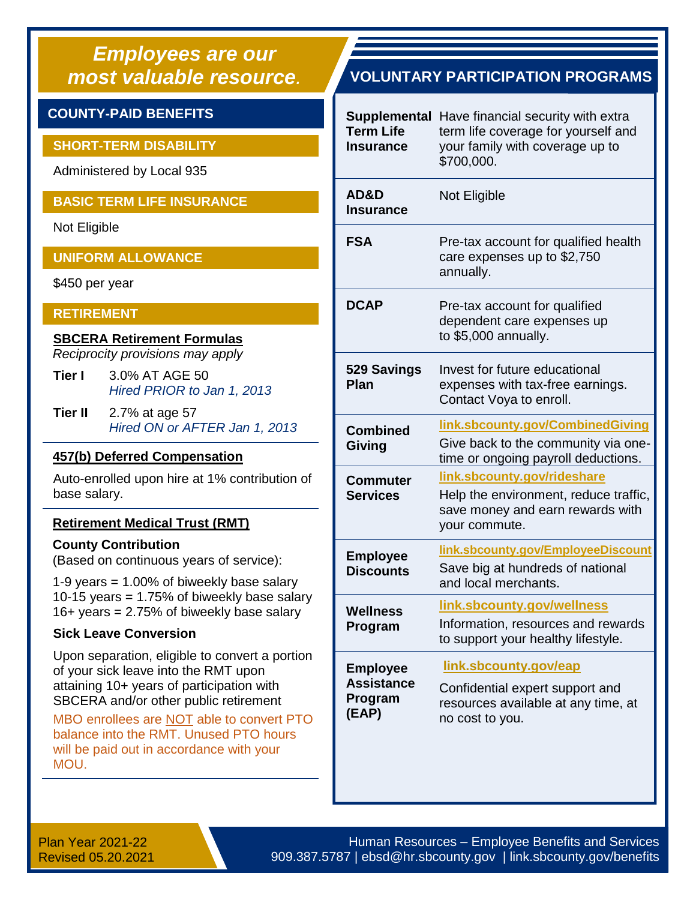# Employees are our most valuable resource.

## COUNTY-PAID BENEFITS

### SHORT-TERM DISABILITY

Administered by Local 935

### BASIC TERM LIFE INSURANCE

Not Eligible

### UNIFORM ALLOWANCE

$450 per year

### RETIREMENT

**SBCERA Retirement Formulas**

*Reciprocity provisions may apply*

**Tier I** 3.0% AT AGE 50
*Hired PRIOR to Jan 1, 2013*

**Tier II** 2.7% at age 57
*Hired ON or AFTER Jan 1, 2013*

**457(b) Deferred Compensation**

Auto-enrolled upon hire at 1% contribution of base salary.

**Retirement Medical Trust (RMT)**

**County Contribution**
(Based on continuous years of service):

1-9 years = 1.00% of biweekly base salary
10-15 years = 1.75% of biweekly base salary
16+ years = 2.75% of biweekly base salary

**Sick Leave Conversion**

Upon separation, eligible to convert a portion of your sick leave into the RMT upon attaining 10+ years of participation with SBCERA and/or other public retirement

MBO enrollees are NOT able to convert PTO balance into the RMT. Unused PTO hours will be paid out in accordance with your MOU.

## VOLUNTARY PARTICIPATION PROGRAMS

| Program | Details |
|---|---|
| **Supplemental Term Life Insurance** | Have financial security with extra term life coverage for yourself and your family with coverage up to $700,000. |
| **AD&D Insurance** | Not Eligible |
| **FSA** | Pre-tax account for qualified health care expenses up to $2,750 annually. |
| **DCAP** | Pre-tax account for qualified dependent care expenses up to $5,000 annually. |
| **529 Savings Plan** | Invest for future educational expenses with tax-free earnings. Contact Voya to enroll. |
| **Combined Giving** | link.sbcounty.gov/CombinedGiving Give back to the community via one-time or ongoing payroll deductions. |
| **Commuter Services** | link.sbcounty.gov/rideshare Help the environment, reduce traffic, save money and earn rewards with your commute. |
| **Employee Discounts** | link.sbcounty.gov/EmployeeDiscount Save big at hundreds of national and local merchants. |
| **Wellness Program** | link.sbcounty.gov/wellness Information, resources and rewards to support your healthy lifestyle. |
| **Employee Assistance Program (EAP)** | link.sbcounty.gov/eap Confidential expert support and resources available at any time, at no cost to you. |

Plan Year 2021-22
Revised 05.20.2021

Human Resources – Employee Benefits and Services
909.387.5787 | ebsd@hr.sbcounty.gov | link.sbcounty.gov/benefits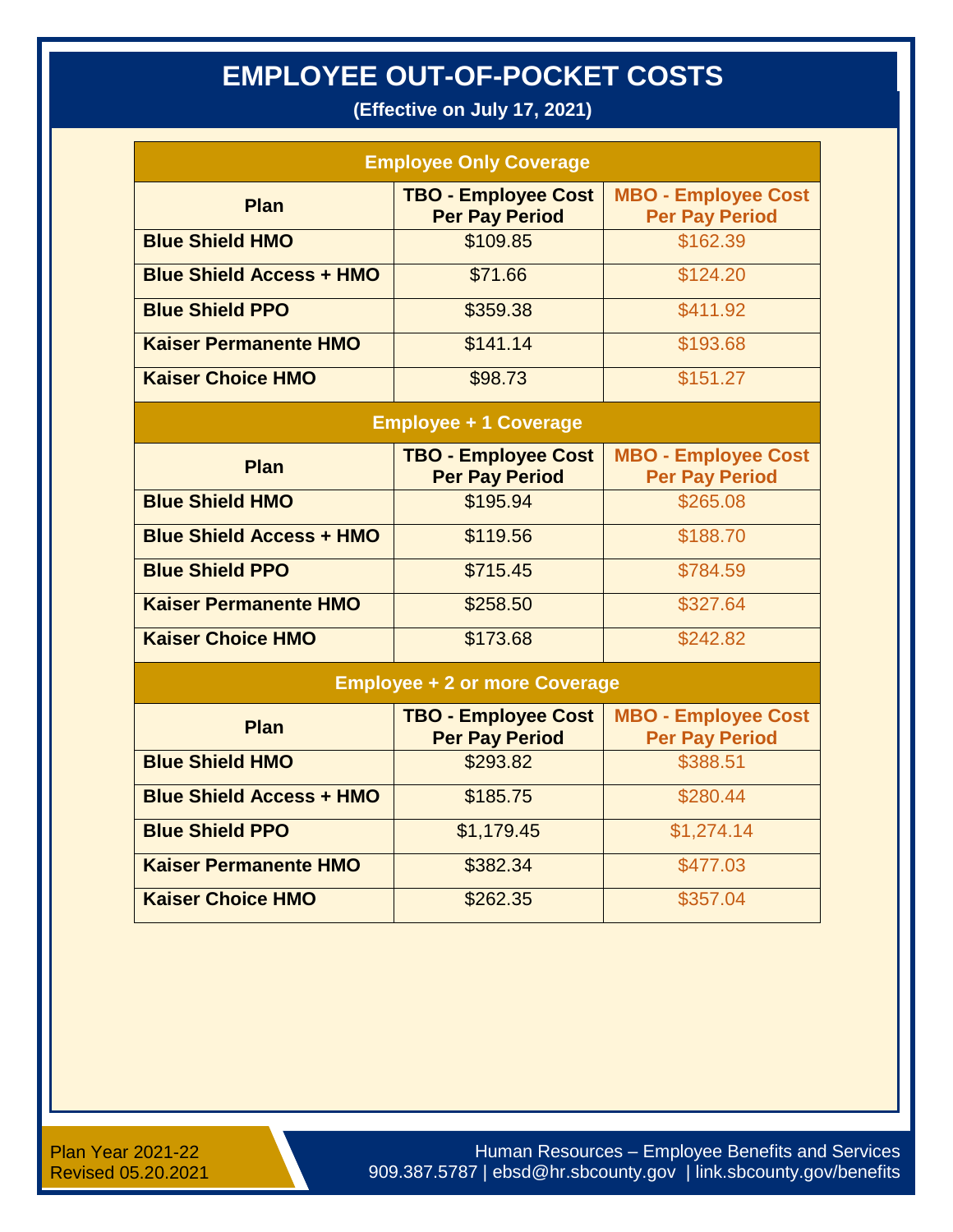# EMPLOYEE OUT-OF-POCKET COSTS

**(Effective on July 17, 2021)**

| Employee Only Coverage | | |
|---|---|---|
| **Plan** | **TBO - Employee Cost Per Pay Period** | **MBO - Employee Cost Per Pay Period** |
| **Blue Shield HMO** | $109.85 | $162.39 |
| **Blue Shield Access + HMO** | $71.66 | $124.20 |
| **Blue Shield PPO** | $359.38 | $411.92 |
| **Kaiser Permanente HMO** | $141.14 | $193.68 |
| **Kaiser Choice HMO** | $98.73 | $151.27 |

| Employee + 1 Coverage | | |
|---|---|---|
| **Plan** | **TBO - Employee Cost Per Pay Period** | **MBO - Employee Cost Per Pay Period** |
| **Blue Shield HMO** | $195.94 | $265.08 |
| **Blue Shield Access + HMO** | $119.56 | $188.70 |
| **Blue Shield PPO** | $715.45 | $784.59 |
| **Kaiser Permanente HMO** | $258.50 | $327.64 |
| **Kaiser Choice HMO** | $173.68 | $242.82 |

| Employee + 2 or more Coverage | | |
|---|---|---|
| **Plan** | **TBO - Employee Cost Per Pay Period** | **MBO - Employee Cost Per Pay Period** |
| **Blue Shield HMO** | $293.82 | $388.51 |
| **Blue Shield Access + HMO** | $185.75 | $280.44 |
| **Blue Shield PPO** | $1,179.45 | $1,274.14 |
| **Kaiser Permanente HMO** | $382.34 | $477.03 |
| **Kaiser Choice HMO** | $262.35 | $357.04 |

Plan Year 2021-22
Revised 05.20.2021

Human Resources – Employee Benefits and Services
909.387.5787 | ebsd@hr.sbcounty.gov | link.sbcounty.gov/benefits